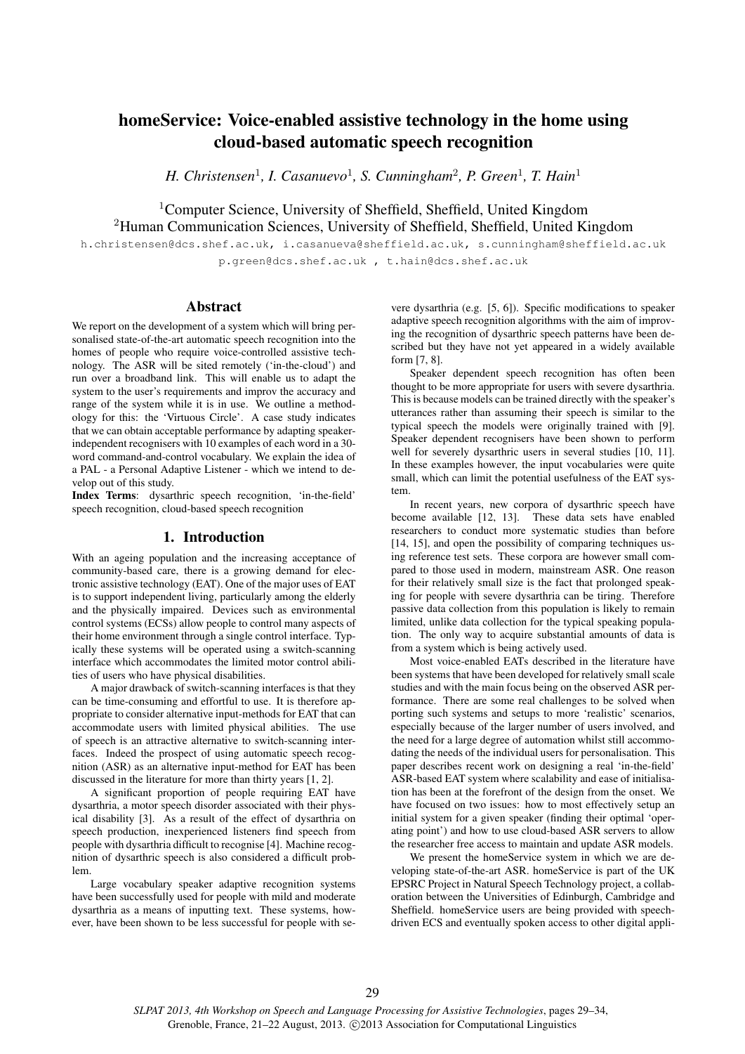# homeService: Voice-enabled assistive technology in the home using cloud-based automatic speech recognition

*H. Christensen*[1], *I. Casanuevo*[1], *S. Cunningham*[2], *P. Green*[1], *T. Hain*[1]

[1]Computer Science, University of Sheffield, Sheffield, United Kingdom
[2]Human Communication Sciences, University of Sheffield, Sheffield, United Kingdom

h.christensen@dcs.shef.ac.uk, i.casanueva@sheffield.ac.uk, s.cunningham@sheffield.ac.uk
p.green@dcs.shef.ac.uk , t.hain@dcs.shef.ac.uk

## Abstract

We report on the development of a system which will bring personalised state-of-the-art automatic speech recognition into the homes of people who require voice-controlled assistive technology. The ASR will be sited remotely ('in-the-cloud') and run over a broadband link. This will enable us to adapt the system to the user's requirements and improv the accuracy and range of the system while it is in use. We outline a methodology for this: the 'Virtuous Circle'. A case study indicates that we can obtain acceptable performance by adapting speaker-independent recognisers with 10 examples of each word in a 30-word command-and-control vocabulary. We explain the idea of a PAL - a Personal Adaptive Listener - which we intend to develop out of this study.

**Index Terms**: dysarthric speech recognition, 'in-the-field' speech recognition, cloud-based speech recognition

## 1. Introduction

With an ageing population and the increasing acceptance of community-based care, there is a growing demand for electronic assistive technology (EAT). One of the major uses of EAT is to support independent living, particularly among the elderly and the physically impaired. Devices such as environmental control systems (ECSs) allow people to control many aspects of their home environment through a single control interface. Typically these systems will be operated using a switch-scanning interface which accommodates the limited motor control abilities of users who have physical disabilities.

A major drawback of switch-scanning interfaces is that they can be time-consuming and effortful to use. It is therefore appropriate to consider alternative input-methods for EAT that can accommodate users with limited physical abilities. The use of speech is an attractive alternative to switch-scanning interfaces. Indeed the prospect of using automatic speech recognition (ASR) as an alternative input-method for EAT has been discussed in the literature for more than thirty years [1, 2].

A significant proportion of people requiring EAT have dysarthria, a motor speech disorder associated with their physical disability [3]. As a result of the effect of dysarthria on speech production, inexperienced listeners find speech from people with dysarthria difficult to recognise [4]. Machine recognition of dysarthric speech is also considered a difficult problem.

Large vocabulary speaker adaptive recognition systems have been successfully used for people with mild and moderate dysarthria as a means of inputting text. These systems, however, have been shown to be less successful for people with severe dysarthria (e.g. [5, 6]). Specific modifications to speaker adaptive speech recognition algorithms with the aim of improving the recognition of dysarthric speech patterns have been described but they have not yet appeared in a widely available form [7, 8].

Speaker dependent speech recognition has often been thought to be more appropriate for users with severe dysarthria. This is because models can be trained directly with the speaker's utterances rather than assuming their speech is similar to the typical speech the models were originally trained with [9]. Speaker dependent recognisers have been shown to perform well for severely dysarthric users in several studies [10, 11]. In these examples however, the input vocabularies were quite small, which can limit the potential usefulness of the EAT system.

In recent years, new corpora of dysarthric speech have become available [12, 13]. These data sets have enabled researchers to conduct more systematic studies than before [14, 15], and open the possibility of comparing techniques using reference test sets. These corpora are however small compared to those used in modern, mainstream ASR. One reason for their relatively small size is the fact that prolonged speaking for people with severe dysarthria can be tiring. Therefore passive data collection from this population is likely to remain limited, unlike data collection for the typical speaking population. The only way to acquire substantial amounts of data is from a system which is being actively used.

Most voice-enabled EATs described in the literature have been systems that have been developed for relatively small scale studies and with the main focus being on the observed ASR performance. There are some real challenges to be solved when porting such systems and setups to more 'realistic' scenarios, especially because of the larger number of users involved, and the need for a large degree of automation whilst still accommodating the needs of the individual users for personalisation. This paper describes recent work on designing a real 'in-the-field' ASR-based EAT system where scalability and ease of initialisation has been at the forefront of the design from the onset. We have focused on two issues: how to most effectively setup an initial system for a given speaker (finding their optimal 'operating point') and how to use cloud-based ASR servers to allow the researcher free access to maintain and update ASR models.

We present the homeService system in which we are developing state-of-the-art ASR. homeService is part of the UK EPSRC Project in Natural Speech Technology project, a collaboration between the Universities of Edinburgh, Cambridge and Sheffield. homeService users are being provided with speech-driven ECS and eventually spoken access to other digital appli-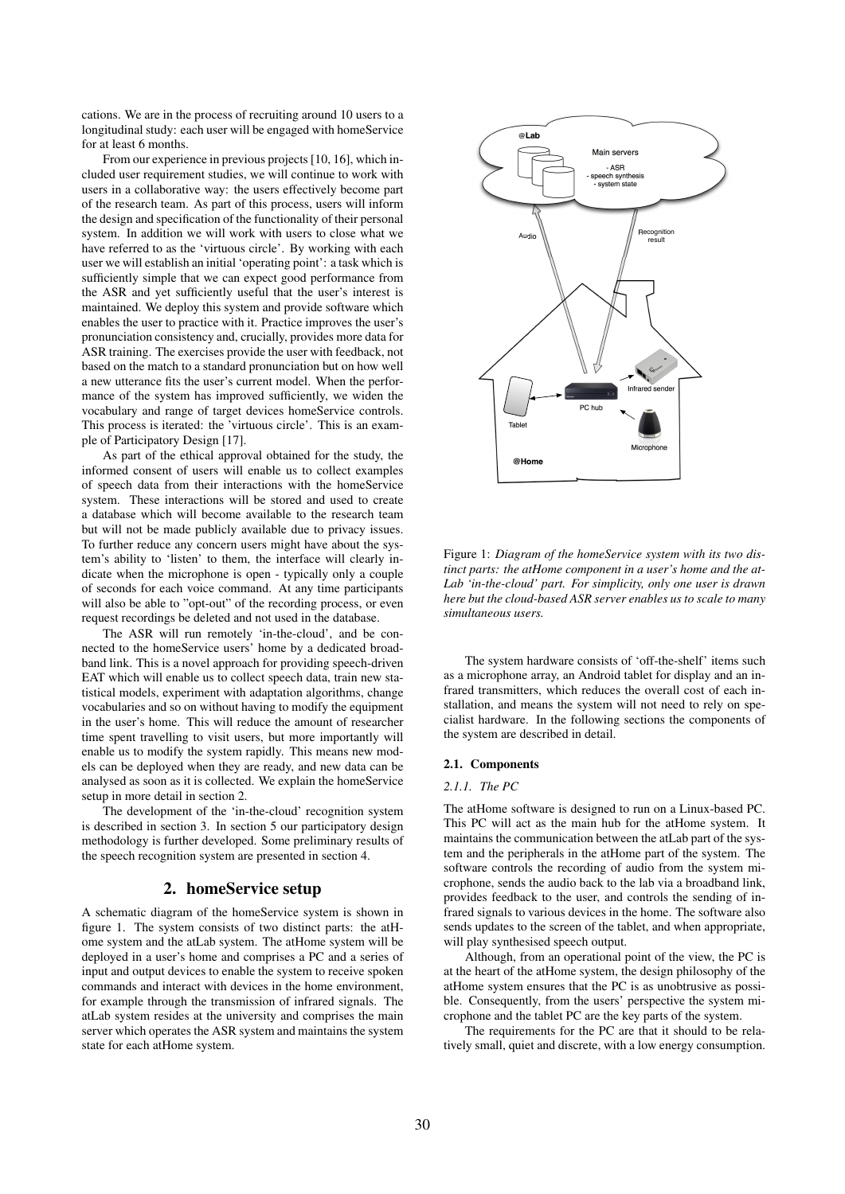cations. We are in the process of recruiting around 10 users to a longitudinal study: each user will be engaged with homeService for at least 6 months.

From our experience in previous projects [10, 16], which included user requirement studies, we will continue to work with users in a collaborative way: the users effectively become part of the research team. As part of this process, users will inform the design and specification of the functionality of their personal system. In addition we will work with users to close what we have referred to as the 'virtuous circle'. By working with each user we will establish an initial 'operating point': a task which is sufficiently simple that we can expect good performance from the ASR and yet sufficiently useful that the user's interest is maintained. We deploy this system and provide software which enables the user to practice with it. Practice improves the user's pronunciation consistency and, crucially, provides more data for ASR training. The exercises provide the user with feedback, not based on the match to a standard pronunciation but on how well a new utterance fits the user's current model. When the performance of the system has improved sufficiently, we widen the vocabulary and range of target devices homeService controls. This process is iterated: the 'virtuous circle'. This is an example of Participatory Design [17].

As part of the ethical approval obtained for the study, the informed consent of users will enable us to collect examples of speech data from their interactions with the homeService system. These interactions will be stored and used to create a database which will become available to the research team but will not be made publicly available due to privacy issues. To further reduce any concern users might have about the system's ability to 'listen' to them, the interface will clearly indicate when the microphone is open - typically only a couple of seconds for each voice command. At any time participants will also be able to "opt-out" of the recording process, or even request recordings be deleted and not used in the database.

The ASR will run remotely 'in-the-cloud', and be connected to the homeService users' home by a dedicated broadband link. This is a novel approach for providing speech-driven EAT which will enable us to collect speech data, train new statistical models, experiment with adaptation algorithms, change vocabularies and so on without having to modify the equipment in the user's home. This will reduce the amount of researcher time spent travelling to visit users, but more importantly will enable us to modify the system rapidly. This means new models can be deployed when they are ready, and new data can be analysed as soon as it is collected. We explain the homeService setup in more detail in section 2.

The development of the 'in-the-cloud' recognition system is described in section 3. In section 5 our participatory design methodology is further developed. Some preliminary results of the speech recognition system are presented in section 4.

## 2. homeService setup

A schematic diagram of the homeService system is shown in figure 1. The system consists of two distinct parts: the atHome system and the atLab system. The atHome system will be deployed in a user's home and comprises a PC and a series of input and output devices to enable the system to receive spoken commands and interact with devices in the home environment, for example through the transmission of infrared signals. The atLab system resides at the university and comprises the main server which operates the ASR system and maintains the system state for each atHome system.

Figure 1: *Diagram of the homeService system with its two distinct parts: the atHome component in a user's home and the atLab 'in-the-cloud' part. For simplicity, only one user is drawn here but the cloud-based ASR server enables us to scale to many simultaneous users.*

The system hardware consists of 'off-the-shelf' items such as a microphone array, an Android tablet for display and an infrared transmitters, which reduces the overall cost of each installation, and means the system will not need to rely on specialist hardware. In the following sections the components of the system are described in detail.

### 2.1. Components

#### *2.1.1. The PC*

The atHome software is designed to run on a Linux-based PC. This PC will act as the main hub for the atHome system. It maintains the communication between the atLab part of the system and the peripherals in the atHome part of the system. The software controls the recording of audio from the system microphone, sends the audio back to the lab via a broadband link, provides feedback to the user, and controls the sending of infrared signals to various devices in the home. The software also sends updates to the screen of the tablet, and when appropriate, will play synthesised speech output.

Although, from an operational point of the view, the PC is at the heart of the atHome system, the design philosophy of the atHome system ensures that the PC is as unobtrusive as possible. Consequently, from the users' perspective the system microphone and the tablet PC are the key parts of the system.

The requirements for the PC are that it should to be relatively small, quiet and discrete, with a low energy consumption.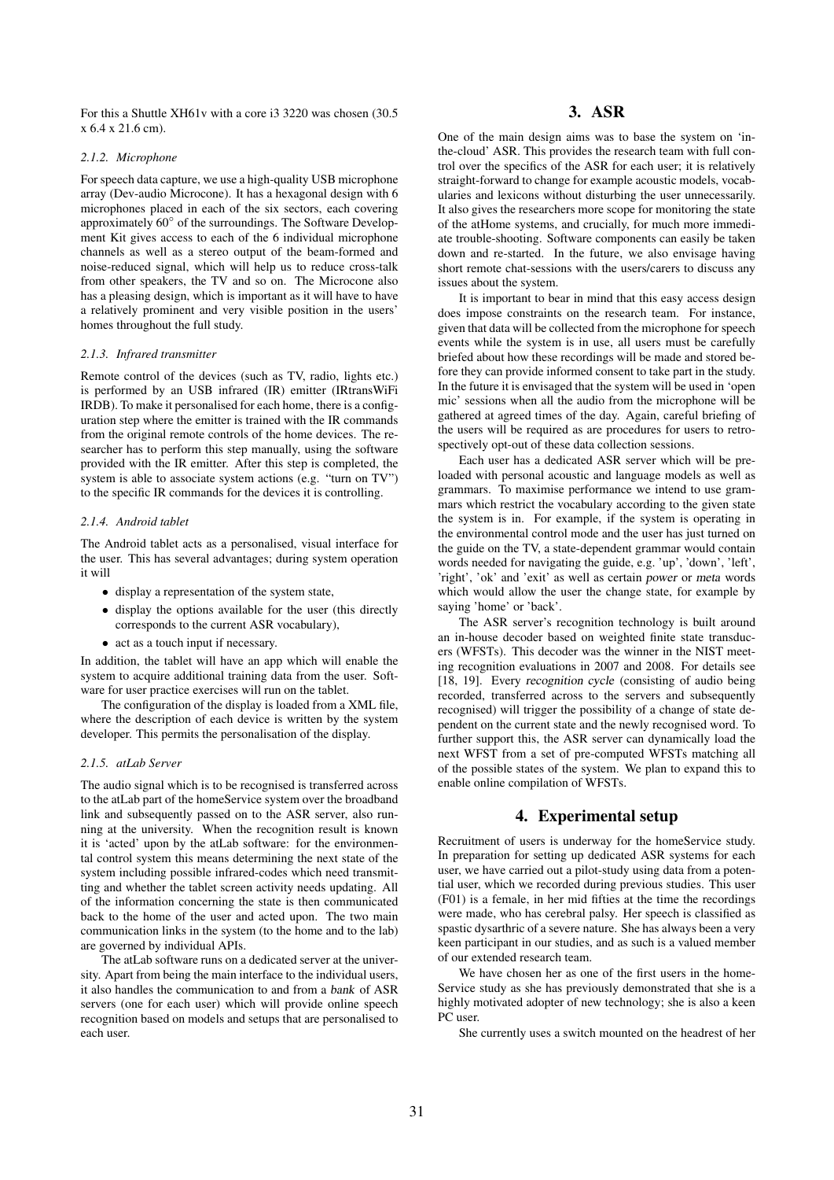For this a Shuttle XH61v with a core i3 3220 was chosen (30.5 x 6.4 x 21.6 cm).

#### 2.1.2. Microphone

For speech data capture, we use a high-quality USB microphone array (Dev-audio Microcone). It has a hexagonal design with 6 microphones placed in each of the six sectors, each covering approximately 60° of the surroundings. The Software Development Kit gives access to each of the 6 individual microphone channels as well as a stereo output of the beam-formed and noise-reduced signal, which will help us to reduce cross-talk from other speakers, the TV and so on. The Microcone also has a pleasing design, which is important as it will have to have a relatively prominent and very visible position in the users' homes throughout the full study.

#### 2.1.3. Infrared transmitter

Remote control of the devices (such as TV, radio, lights etc.) is performed by an USB infrared (IR) emitter (IRtransWiFi IRDB). To make it personalised for each home, there is a configuration step where the emitter is trained with the IR commands from the original remote controls of the home devices. The researcher has to perform this step manually, using the software provided with the IR emitter. After this step is completed, the system is able to associate system actions (e.g. "turn on TV") to the specific IR commands for the devices it is controlling.

#### 2.1.4. Android tablet

The Android tablet acts as a personalised, visual interface for the user. This has several advantages; during system operation it will

- display a representation of the system state,
- display the options available for the user (this directly corresponds to the current ASR vocabulary),
- act as a touch input if necessary.

In addition, the tablet will have an app which will enable the system to acquire additional training data from the user. Software for user practice exercises will run on the tablet.

The configuration of the display is loaded from a XML file, where the description of each device is written by the system developer. This permits the personalisation of the display.

#### 2.1.5. atLab Server

The audio signal which is to be recognised is transferred across to the atLab part of the homeService system over the broadband link and subsequently passed on to the ASR server, also running at the university. When the recognition result is known it is 'acted' upon by the atLab software: for the environmental control system this means determining the next state of the system including possible infrared-codes which need transmitting and whether the tablet screen activity needs updating. All of the information concerning the state is then communicated back to the home of the user and acted upon. The two main communication links in the system (to the home and to the lab) are governed by individual APIs.

The atLab software runs on a dedicated server at the university. Apart from being the main interface to the individual users, it also handles the communication to and from a *bank* of ASR servers (one for each user) which will provide online speech recognition based on models and setups that are personalised to each user.

## 3. ASR

One of the main design aims was to base the system on 'in-the-cloud' ASR. This provides the research team with full control over the specifics of the ASR for each user; it is relatively straight-forward to change for example acoustic models, vocabularies and lexicons without disturbing the user unnecessarily. It also gives the researchers more scope for monitoring the state of the atHome systems, and crucially, for much more immediate trouble-shooting. Software components can easily be taken down and re-started. In the future, we also envisage having short remote chat-sessions with the users/carers to discuss any issues about the system.

It is important to bear in mind that this easy access design does impose constraints on the research team. For instance, given that data will be collected from the microphone for speech events while the system is in use, all users must be carefully briefed about how these recordings will be made and stored before they can provide informed consent to take part in the study. In the future it is envisaged that the system will be used in 'open mic' sessions when all the audio from the microphone will be gathered at agreed times of the day. Again, careful briefing of the users will be required as are procedures for users to retrospectively opt-out of these data collection sessions.

Each user has a dedicated ASR server which will be pre-loaded with personal acoustic and language models as well as grammars. To maximise performance we intend to use grammars which restrict the vocabulary according to the given state the system is in. For example, if the system is operating in the environmental control mode and the user has just turned on the guide on the TV, a state-dependent grammar would contain words needed for navigating the guide, e.g. 'up', 'down', 'left', 'right', 'ok' and 'exit' as well as certain *power* or *meta* words which would allow the user the change state, for example by saying 'home' or 'back'.

The ASR server's recognition technology is built around an in-house decoder based on weighted finite state transducers (WFSTs). This decoder was the winner in the NIST meeting recognition evaluations in 2007 and 2008. For details see [18, 19]. Every *recognition cycle* (consisting of audio being recorded, transferred across to the servers and subsequently recognised) will trigger the possibility of a change of state dependent on the current state and the newly recognised word. To further support this, the ASR server can dynamically load the next WFST from a set of pre-computed WFSTs matching all of the possible states of the system. We plan to expand this to enable online compilation of WFSTs.

## 4. Experimental setup

Recruitment of users is underway for the homeService study. In preparation for setting up dedicated ASR systems for each user, we have carried out a pilot-study using data from a potential user, which we recorded during previous studies. This user (F01) is a female, in her mid fifties at the time the recordings were made, who has cerebral palsy. Her speech is classified as spastic dysarthric of a severe nature. She has always been a very keen participant in our studies, and as such is a valued member of our extended research team.

We have chosen her as one of the first users in the homeService study as she has previously demonstrated that she is a highly motivated adopter of new technology; she is also a keen PC user.

She currently uses a switch mounted on the headrest of her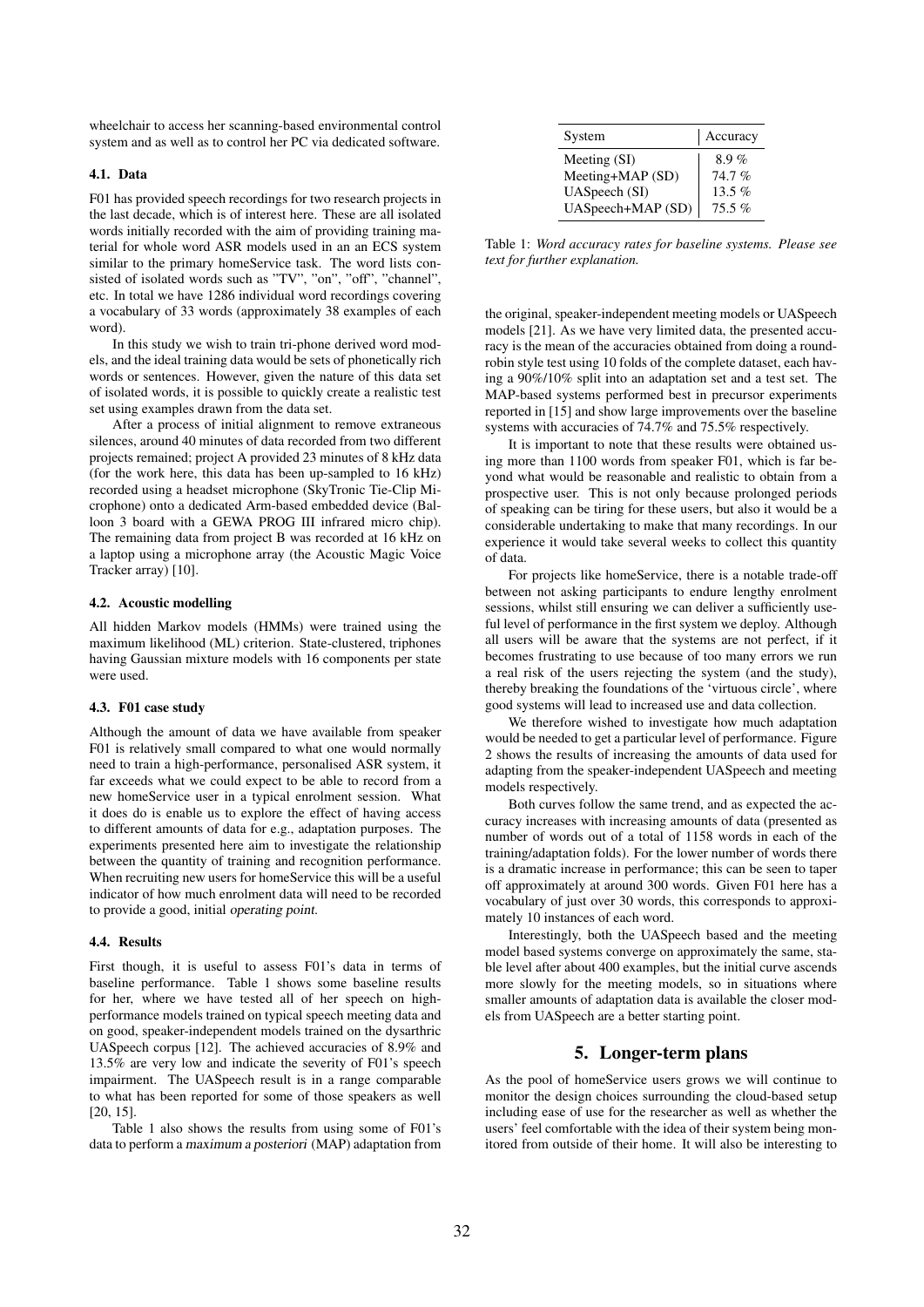wheelchair to access her scanning-based environmental control system and as well as to control her PC via dedicated software.

### 4.1. Data

F01 has provided speech recordings for two research projects in the last decade, which is of interest here. These are all isolated words initially recorded with the aim of providing training material for whole word ASR models used in an an ECS system similar to the primary homeService task. The word lists consisted of isolated words such as "TV", "on", "off", "channel", etc. In total we have 1286 individual word recordings covering a vocabulary of 33 words (approximately 38 examples of each word).

In this study we wish to train tri-phone derived word models, and the ideal training data would be sets of phonetically rich words or sentences. However, given the nature of this data set of isolated words, it is possible to quickly create a realistic test set using examples drawn from the data set.

After a process of initial alignment to remove extraneous silences, around 40 minutes of data recorded from two different projects remained; project A provided 23 minutes of 8 kHz data (for the work here, this data has been up-sampled to 16 kHz) recorded using a headset microphone (SkyTronic Tie-Clip Microphone) onto a dedicated Arm-based embedded device (Balloon 3 board with a GEWA PROG III infrared micro chip). The remaining data from project B was recorded at 16 kHz on a laptop using a microphone array (the Acoustic Magic Voice Tracker array) [10].

### 4.2. Acoustic modelling

All hidden Markov models (HMMs) were trained using the maximum likelihood (ML) criterion. State-clustered, triphones having Gaussian mixture models with 16 components per state were used.

### 4.3. F01 case study

Although the amount of data we have available from speaker F01 is relatively small compared to what one would normally need to train a high-performance, personalised ASR system, it far exceeds what we could expect to be able to record from a new homeService user in a typical enrolment session. What it does do is enable us to explore the effect of having access to different amounts of data for e.g., adaptation purposes. The experiments presented here aim to investigate the relationship between the quantity of training and recognition performance. When recruiting new users for homeService this will be a useful indicator of how much enrolment data will need to be recorded to provide a good, initial *operating point*.

### 4.4. Results

First though, it is useful to assess F01's data in terms of baseline performance. Table 1 shows some baseline results for her, where we have tested all of her speech on high-performance models trained on typical speech meeting data and on good, speaker-independent models trained on the dysarthric UASpeech corpus [12]. The achieved accuracies of 8.9% and 13.5% are very low and indicate the severity of F01's speech impairment. The UASpeech result is in a range comparable to what has been reported for some of those speakers as well [20, 15].

Table 1 also shows the results from using some of F01's data to perform a *maximum a posteriori* (MAP) adaptation from the original, speaker-independent meeting models or UASpeech models [21]. As we have very limited data, the presented accuracy is the mean of the accuracies obtained from doing a round-robin style test using 10 folds of the complete dataset, each having a 90%/10% split into an adaptation set and a test set. The MAP-based systems performed best in precursor experiments reported in [15] and show large improvements over the baseline systems with accuracies of 74.7% and 75.5% respectively.

| System | Accuracy |
|---|---|
| Meeting (SI) | 8.9 % |
| Meeting+MAP (SD) | 74.7 % |
| UASpeech (SI) | 13.5 % |
| UASpeech+MAP (SD) | 75.5 % |

Table 1: *Word accuracy rates for baseline systems. Please see text for further explanation.*

It is important to note that these results were obtained using more than 1100 words from speaker F01, which is far beyond what would be reasonable and realistic to obtain from a prospective user. This is not only because prolonged periods of speaking can be tiring for these users, but also it would be a considerable undertaking to make that many recordings. In our experience it would take several weeks to collect this quantity of data.

For projects like homeService, there is a notable trade-off between not asking participants to endure lengthy enrolment sessions, whilst still ensuring we can deliver a sufficiently useful level of performance in the first system we deploy. Although all users will be aware that the systems are not perfect, if it becomes frustrating to use because of too many errors we run a real risk of the users rejecting the system (and the study), thereby breaking the foundations of the 'virtuous circle', where good systems will lead to increased use and data collection.

We therefore wished to investigate how much adaptation would be needed to get a particular level of performance. Figure 2 shows the results of increasing the amounts of data used for adapting from the speaker-independent UASpeech and meeting models respectively.

Both curves follow the same trend, and as expected the accuracy increases with increasing amounts of data (presented as number of words out of a total of 1158 words in each of the training/adaptation folds). For the lower number of words there is a dramatic increase in performance; this can be seen to taper off approximately at around 300 words. Given F01 here has a vocabulary of just over 30 words, this corresponds to approximately 10 instances of each word.

Interestingly, both the UASpeech based and the meeting model based systems converge on approximately the same, stable level after about 400 examples, but the initial curve ascends more slowly for the meeting models, so in situations where smaller amounts of adaptation data is available the closer models from UASpeech are a better starting point.

## 5. Longer-term plans

As the pool of homeService users grows we will continue to monitor the design choices surrounding the cloud-based setup including ease of use for the researcher as well as whether the users' feel comfortable with the idea of their system being monitored from outside of their home. It will also be interesting to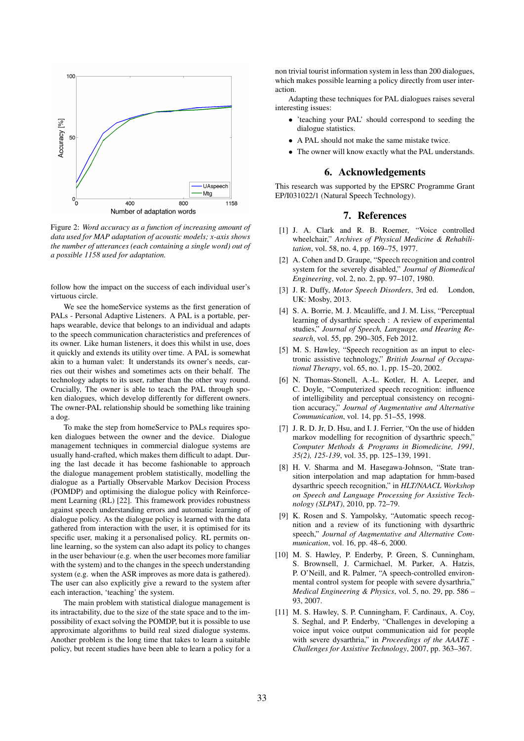Figure 2: *Word accuracy as a function of increasing amount of data used for MAP adaptation of acoustic models; x-axis shows the number of utterances (each containing a single word) out of a possible 1158 used for adaptation.*

follow how the impact on the success of each individual user's virtuous circle.

We see the homeService systems as the first generation of PALs - Personal Adaptive Listeners. A PAL is a portable, perhaps wearable, device that belongs to an individual and adapts to the speech communication characteristics and preferences of its owner. Like human listeners, it does this whilst in use, does it quickly and extends its utility over time. A PAL is somewhat akin to a human valet: It understands its owner's needs, carries out their wishes and sometimes acts on their behalf. The technology adapts to its user, rather than the other way round. Crucially, The owner is able to teach the PAL through spoken dialogues, which develop differently for different owners. The owner-PAL relationship should be something like training a dog.

To make the step from homeService to PALs requires spoken dialogues between the owner and the device. Dialogue management techniques in commercial dialogue systems are usually hand-crafted, which makes them difficult to adapt. During the last decade it has become fashionable to approach the dialogue management problem statistically, modelling the dialogue as a Partially Observable Markov Decision Process (POMDP) and optimising the dialogue policy with Reinforcement Learning (RL) [22]. This framework provides robustness against speech understanding errors and automatic learning of dialogue policy. As the dialogue policy is learned with the data gathered from interaction with the user, it is optimised for its specific user, making it a personalised policy. RL permits online learning, so the system can also adapt its policy to changes in the user behaviour (e.g. when the user becomes more familiar with the system) and to the changes in the speech understanding system (e.g. when the ASR improves as more data is gathered). The user can also explicitly give a reward to the system after each interaction, 'teaching' the system.

The main problem with statistical dialogue management is its intractability, due to the size of the state space and to the impossibility of exact solving the POMDP, but it is possible to use approximate algorithms to build real sized dialogue systems. Another problem is the long time that takes to learn a suitable policy, but recent studies have been able to learn a policy for a non trivial tourist information system in less than 200 dialogues, which makes possible learning a policy directly from user interaction.

Adapting these techniques for PAL dialogues raises several interesting issues:

- 'teaching your PAL' should correspond to seeding the dialogue statistics.
- A PAL should not make the same mistake twice.
- The owner will know exactly what the PAL understands.

## 6. Acknowledgements

This research was supported by the EPSRC Programme Grant EP/I031022/1 (Natural Speech Technology).

## 7. References

[1] J. A. Clark and R. B. Roemer, "Voice controlled wheelchair," *Archives of Physical Medicine & Rehabilitation*, vol. 58, no. 4, pp. 169–75, 1977.

[2] A. Cohen and D. Graupe, "Speech recognition and control system for the severely disabled," *Journal of Biomedical Engineering*, vol. 2, no. 2, pp. 97–107, 1980.

[3] J. R. Duffy, *Motor Speech Disorders*, 3rd ed. London, UK: Mosby, 2013.

[4] S. A. Borrie, M. J. Mcauliffe, and J. M. Liss, "Perceptual learning of dysarthric speech : A review of experimental studies," *Journal of Speech, Language, and Hearing Research*, vol. 55, pp. 290–305, Feb 2012.

[5] M. S. Hawley, "Speech recognition as an input to electronic assistive technology," *British Journal of Occupational Therapy*, vol. 65, no. 1, pp. 15–20, 2002.

[6] N. Thomas-Stonell, A.-L. Kotler, H. A. Leeper, and C. Doyle, "Computerized speech recognition: influence of intelligibility and perceptual consistency on recognition accuracy," *Journal of Augmentative and Alternative Communication*, vol. 14, pp. 51–55, 1998.

[7] J. R. D. Jr, D. Hsu, and I. J. Ferrier, "On the use of hidden markov modelling for recognition of dysarthric speech," *Computer Methods & Programs in Biomedicine, 1991, 35(2), 125-139*, vol. 35, pp. 125–139, 1991.

[8] H. V. Sharma and M. Hasegawa-Johnson, "State transition interpolation and map adaptation for hmm-based dysarthric speech recognition," in *HLT/NAACL Workshop on Speech and Language Processing for Assistive Technology (SLPAT)*, 2010, pp. 72–79.

[9] K. Rosen and S. Yampolsky, "Automatic speech recognition and a review of its functioning with dysarthric speech," *Journal of Augmentative and Alternative Communication*, vol. 16, pp. 48–6, 2000.

[10] M. S. Hawley, P. Enderby, P. Green, S. Cunningham, S. Brownsell, J. Carmichael, M. Parker, A. Hatzis, P. O'Neill, and R. Palmer, "A speech-controlled environmental control system for people with severe dysarthria," *Medical Engineering & Physics*, vol. 5, no. 29, pp. 586 – 93, 2007.

[11] M. S. Hawley, S. P. Cunningham, F. Cardinaux, A. Coy, S. Seghal, and P. Enderby, "Challenges in developing a voice input voice output communication aid for people with severe dysarthria," in *Proceedings of the AAATE - Challenges for Assistive Technology*, 2007, pp. 363–367.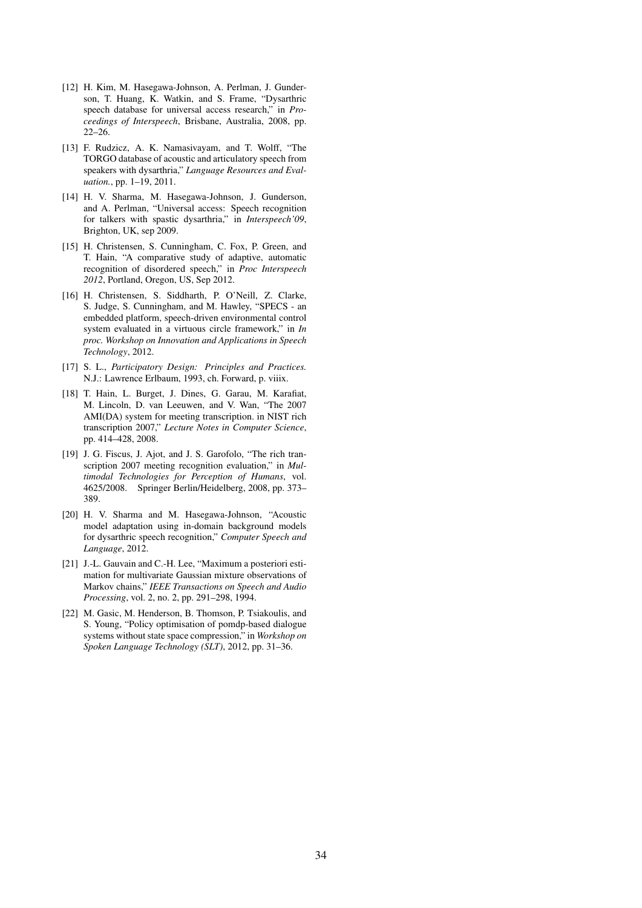[12] H. Kim, M. Hasegawa-Johnson, A. Perlman, J. Gunderson, T. Huang, K. Watkin, and S. Frame, "Dysarthric speech database for universal access research," in *Proceedings of Interspeech*, Brisbane, Australia, 2008, pp. 22–26.

[13] F. Rudzicz, A. K. Namasivayam, and T. Wolff, "The TORGO database of acoustic and articulatory speech from speakers with dysarthria," *Language Resources and Evaluation.*, pp. 1–19, 2011.

[14] H. V. Sharma, M. Hasegawa-Johnson, J. Gunderson, and A. Perlman, "Universal access: Speech recognition for talkers with spastic dysarthria," in *Interspeech'09*, Brighton, UK, sep 2009.

[15] H. Christensen, S. Cunningham, C. Fox, P. Green, and T. Hain, "A comparative study of adaptive, automatic recognition of disordered speech," in *Proc Interspeech 2012*, Portland, Oregon, US, Sep 2012.

[16] H. Christensen, S. Siddharth, P. O'Neill, Z. Clarke, S. Judge, S. Cunningham, and M. Hawley, "SPECS - an embedded platform, speech-driven environmental control system evaluated in a virtuous circle framework," in *In proc. Workshop on Innovation and Applications in Speech Technology*, 2012.

[17] S. L., *Participatory Design: Principles and Practices.* N.J.: Lawrence Erlbaum, 1993, ch. Forward, p. viiix.

[18] T. Hain, L. Burget, J. Dines, G. Garau, M. Karafiat, M. Lincoln, D. van Leeuwen, and V. Wan, "The 2007 AMI(DA) system for meeting transcription. in NIST rich transcription 2007," *Lecture Notes in Computer Science*, pp. 414–428, 2008.

[19] J. G. Fiscus, J. Ajot, and J. S. Garofolo, "The rich transcription 2007 meeting recognition evaluation," in *Multimodal Technologies for Perception of Humans*, vol. 4625/2008. Springer Berlin/Heidelberg, 2008, pp. 373–389.

[20] H. V. Sharma and M. Hasegawa-Johnson, "Acoustic model adaptation using in-domain background models for dysarthric speech recognition," *Computer Speech and Language*, 2012.

[21] J.-L. Gauvain and C.-H. Lee, "Maximum a posteriori estimation for multivariate Gaussian mixture observations of Markov chains," *IEEE Transactions on Speech and Audio Processing*, vol. 2, no. 2, pp. 291–298, 1994.

[22] M. Gasic, M. Henderson, B. Thomson, P. Tsiakoulis, and S. Young, "Policy optimisation of pomdp-based dialogue systems without state space compression," in *Workshop on Spoken Language Technology (SLT)*, 2012, pp. 31–36.